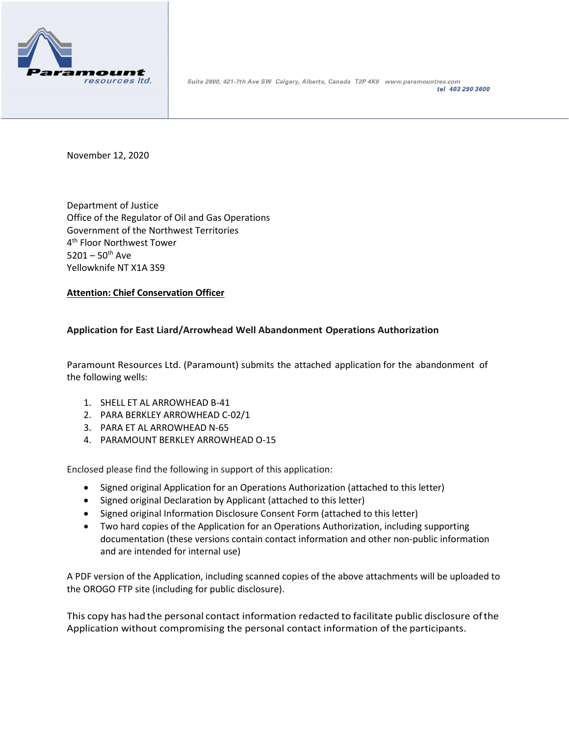Paramount resources ltd.

Suite 2800, 421-7th Ave SW Calgary, Alberta, Canada T2P 4K9 www.paramountres.com
tel 403 290 3600

November 12, 2020

Department of Justice
Office of the Regulator of Oil and Gas Operations
Government of the Northwest Territories
4th Floor Northwest Tower
5201 – 50th Ave
Yellowknife NT X1A 3S9

**Attention: Chief Conservation Officer**

**Application for East Liard/Arrowhead Well Abandonment Operations Authorization**

Paramount Resources Ltd. (Paramount) submits the attached application for the abandonment of the following wells:

1. SHELL ET AL ARROWHEAD B-41
2. PARA BERKLEY ARROWHEAD C-02/1
3. PARA ET AL ARROWHEAD N-65
4. PARAMOUNT BERKLEY ARROWHEAD O-15

Enclosed please find the following in support of this application:

- Signed original Application for an Operations Authorization (attached to this letter)
- Signed original Declaration by Applicant (attached to this letter)
- Signed original Information Disclosure Consent Form (attached to this letter)
- Two hard copies of the Application for an Operations Authorization, including supporting documentation (these versions contain contact information and other non-public information and are intended for internal use)

A PDF version of the Application, including scanned copies of the above attachments will be uploaded to the OROGO FTP site (including for public disclosure).

This copy has had the personal contact information redacted to facilitate public disclosure of the Application without compromising the personal contact information of the participants.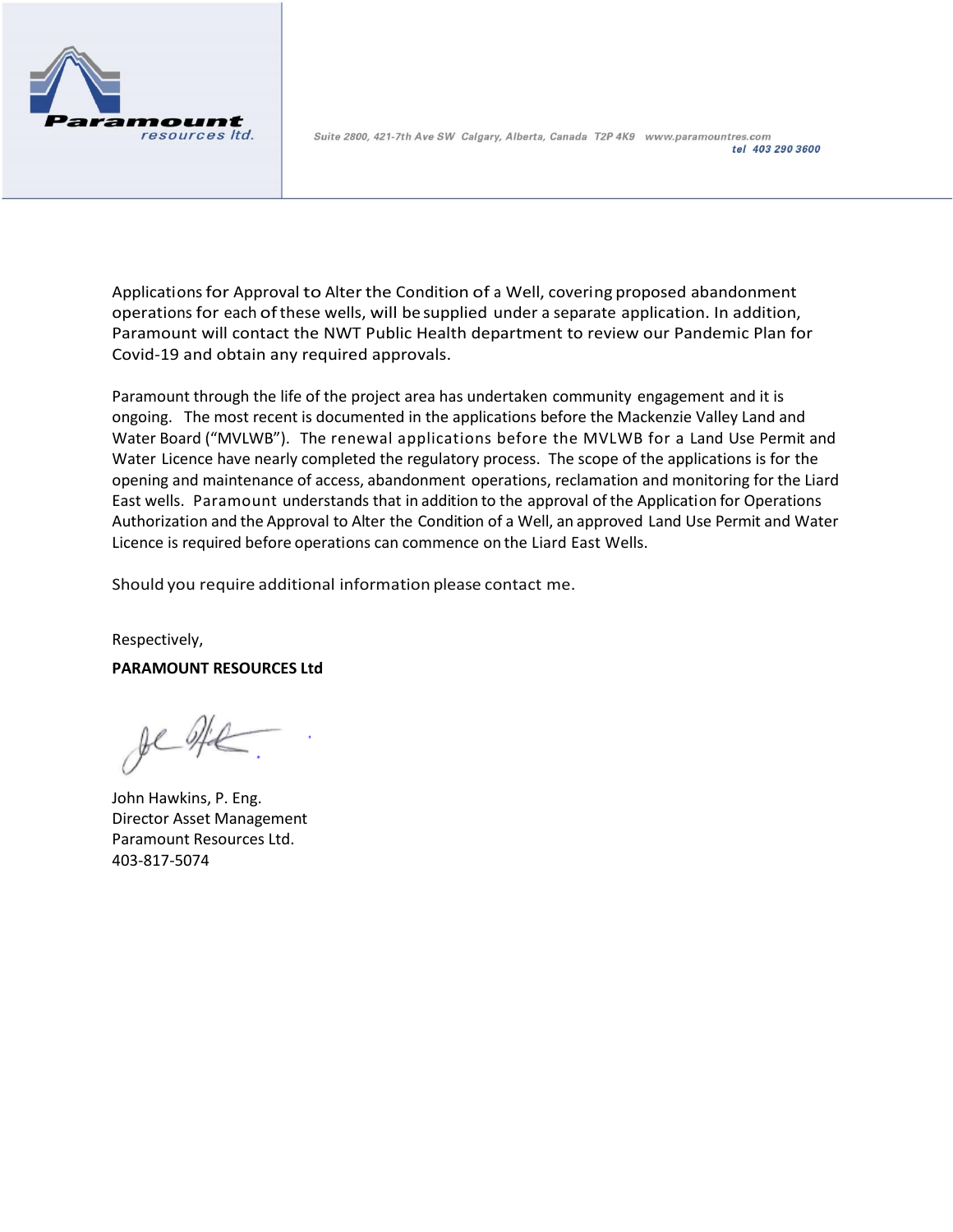Paramount resources ltd.

Suite 2800, 421-7th Ave SW Calgary, Alberta, Canada T2P 4K9 www.paramountres.com
tel 403 290 3600

Applications for Approval to Alter the Condition of a Well, covering proposed abandonment operations for each of these wells, will be supplied under a separate application. In addition, Paramount will contact the NWT Public Health department to review our Pandemic Plan for Covid-19 and obtain any required approvals.

Paramount through the life of the project area has undertaken community engagement and it is ongoing. The most recent is documented in the applications before the Mackenzie Valley Land and Water Board ("MVLWB"). The renewal applications before the MVLWB for a Land Use Permit and Water Licence have nearly completed the regulatory process. The scope of the applications is for the opening and maintenance of access, abandonment operations, reclamation and monitoring for the Liard East wells. Paramount understands that in addition to the approval of the Application for Operations Authorization and the Approval to Alter the Condition of a Well, an approved Land Use Permit and Water Licence is required before operations can commence on the Liard East Wells.

Should you require additional information please contact me.

Respectively,

**PARAMOUNT RESOURCES Ltd**

John Hawkins, P. Eng.
Director Asset Management
Paramount Resources Ltd.
403-817-5074